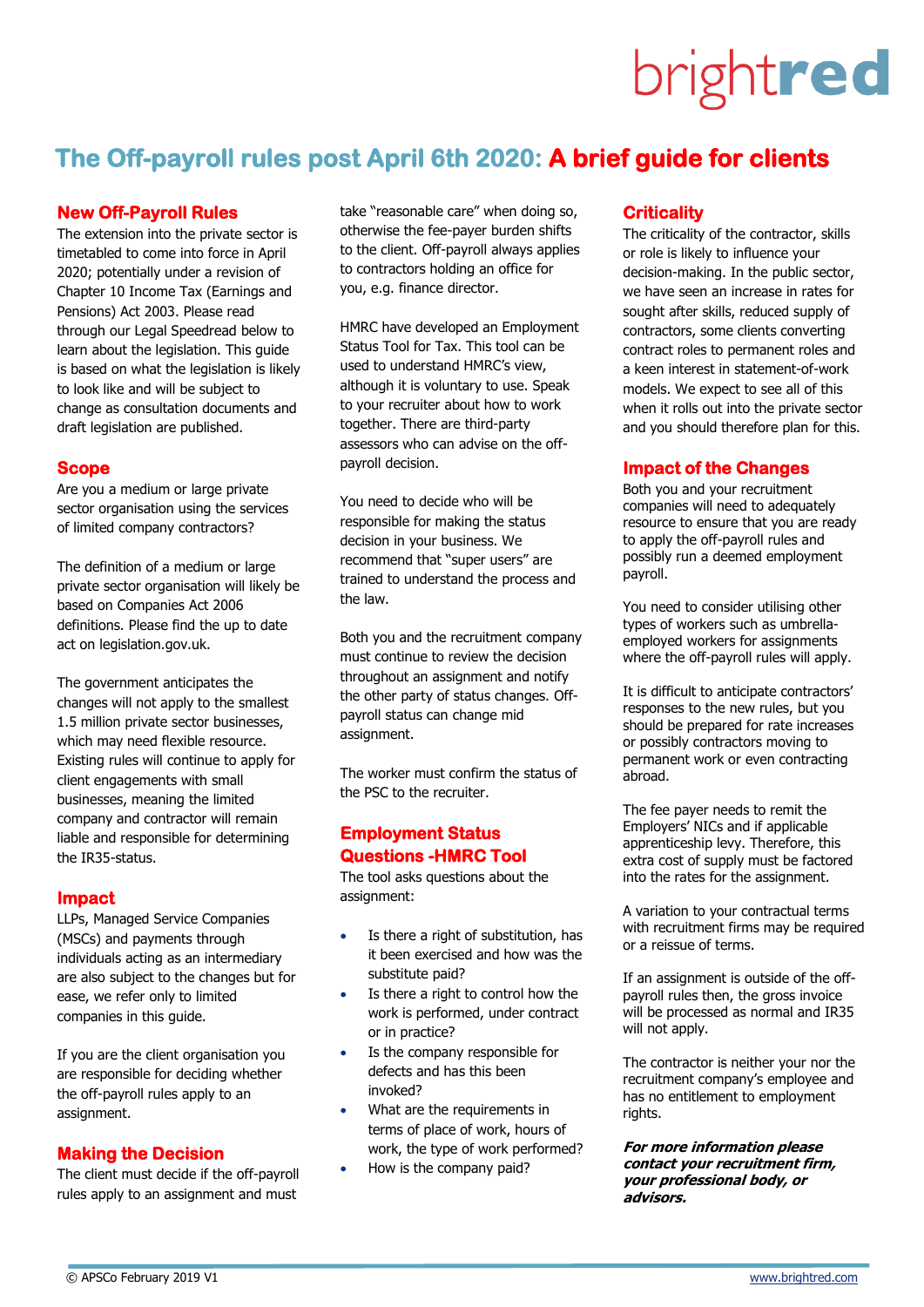brightred

# The Off-payroll rules post April 6th 2020: A brief guide for clients

## New Off-Payroll Rules

The extension into the private sector is timetabled to come into force in April 2020; potentially under a revision of Chapter 10 Income Tax (Earnings and Pensions) Act 2003. Please read through our Legal Speedread below to learn about the legislation. This guide is based on what the legislation is likely to look like and will be subject to change as consultation documents and draft legislation are published.

## Scope

Are you a medium or large private sector organisation using the services of limited company contractors?

The definition of a medium or large private sector organisation will likely be based on Companies Act 2006 definitions. Please find the up to date act on legislation.gov.uk.

The government anticipates the changes will not apply to the smallest 1.5 million private sector businesses, which may need flexible resource. Existing rules will continue to apply for client engagements with small businesses, meaning the limited company and contractor will remain liable and responsible for determining the IR35-status.

## Impact

LLPs, Managed Service Companies (MSCs) and payments through individuals acting as an intermediary are also subject to the changes but for ease, we refer only to limited companies in this guide.

If you are the client organisation you are responsible for deciding whether the off-payroll rules apply to an assignment.

## Making the Decision

The client must decide if the off-payroll rules apply to an assignment and must take "reasonable care" when doing so, otherwise the fee-payer burden shifts to the client. Off-payroll always applies to contractors holding an office for you, e.g. finance director.

HMRC have developed an Employment Status Tool for Tax. This tool can be used to understand HMRC's view, although it is voluntary to use. Speak to your recruiter about how to work together. There are third-party assessors who can advise on the off-payroll decision.

You need to decide who will be responsible for making the status decision in your business. We recommend that "super users" are trained to understand the process and the law.

Both you and the recruitment company must continue to review the decision throughout an assignment and notify the other party of status changes. Off-payroll status can change mid assignment.

The worker must confirm the status of the PSC to the recruiter.

## Employment Status Questions -HMRC Tool

The tool asks questions about the assignment:

- Is there a right of substitution, has it been exercised and how was the substitute paid?
- Is there a right to control how the work is performed, under contract or in practice?
- Is the company responsible for defects and has this been invoked?
- What are the requirements in terms of place of work, hours of work, the type of work performed?
- How is the company paid?

## Criticality

The criticality of the contractor, skills or role is likely to influence your decision-making. In the public sector, we have seen an increase in rates for sought after skills, reduced supply of contractors, some clients converting contract roles to permanent roles and a keen interest in statement-of-work models. We expect to see all of this when it rolls out into the private sector and you should therefore plan for this.

## Impact of the Changes

Both you and your recruitment companies will need to adequately resource to ensure that you are ready to apply the off-payroll rules and possibly run a deemed employment payroll.

You need to consider utilising other types of workers such as umbrella-employed workers for assignments where the off-payroll rules will apply.

It is difficult to anticipate contractors' responses to the new rules, but you should be prepared for rate increases or possibly contractors moving to permanent work or even contracting abroad.

The fee payer needs to remit the Employers' NICs and if applicable apprenticeship levy. Therefore, this extra cost of supply must be factored into the rates for the assignment.

A variation to your contractual terms with recruitment firms may be required or a reissue of terms.

If an assignment is outside of the off-payroll rules then, the gross invoice will be processed as normal and IR35 will not apply.

The contractor is neither your nor the recruitment company's employee and has no entitlement to employment rights.

***For more information please contact your recruitment firm, your professional body, or advisors.***

© APSCo February 2019 V1

www.brightred.com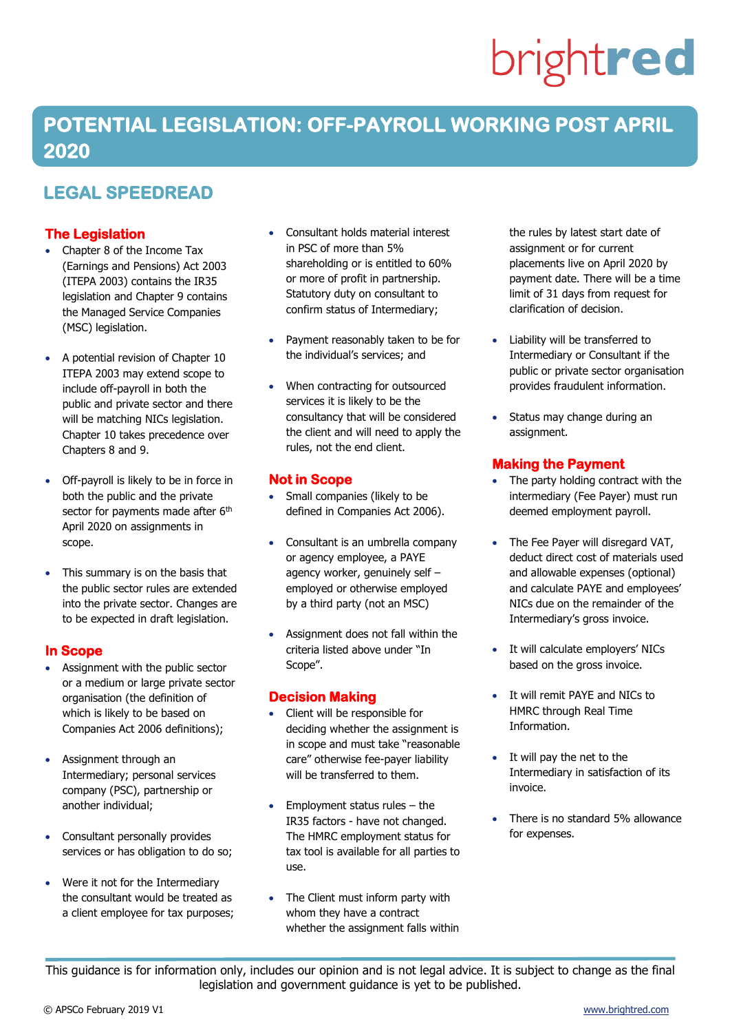# POTENTIAL LEGISLATION: OFF-PAYROLL WORKING POST APRIL 2020

## LEGAL SPEEDREAD

### The Legislation

- Chapter 8 of the Income Tax (Earnings and Pensions) Act 2003 (ITEPA 2003) contains the IR35 legislation and Chapter 9 contains the Managed Service Companies (MSC) legislation.
- A potential revision of Chapter 10 ITEPA 2003 may extend scope to include off-payroll in both the public and private sector and there will be matching NICs legislation. Chapter 10 takes precedence over Chapters 8 and 9.
- Off-payroll is likely to be in force in both the public and the private sector for payments made after 6th April 2020 on assignments in scope.
- This summary is on the basis that the public sector rules are extended into the private sector. Changes are to be expected in draft legislation.

### In Scope

- Assignment with the public sector or a medium or large private sector organisation (the definition of which is likely to be based on Companies Act 2006 definitions);
- Assignment through an Intermediary; personal services company (PSC), partnership or another individual;
- Consultant personally provides services or has obligation to do so;
- Were it not for the Intermediary the consultant would be treated as a client employee for tax purposes;
- Consultant holds material interest in PSC of more than 5% shareholding or is entitled to 60% or more of profit in partnership. Statutory duty on consultant to confirm status of Intermediary;
- Payment reasonably taken to be for the individual's services; and
- When contracting for outsourced services it is likely to be the consultancy that will be considered the client and will need to apply the rules, not the end client.

### Not in Scope

- Small companies (likely to be defined in Companies Act 2006).
- Consultant is an umbrella company or agency employee, a PAYE agency worker, genuinely self – employed or otherwise employed by a third party (not an MSC)
- Assignment does not fall within the criteria listed above under "In Scope".

### Decision Making

- Client will be responsible for deciding whether the assignment is in scope and must take "reasonable care" otherwise fee-payer liability will be transferred to them.
- Employment status rules – the IR35 factors - have not changed. The HMRC employment status for tax tool is available for all parties to use.
- The Client must inform party with whom they have a contract whether the assignment falls within the rules by latest start date of assignment or for current placements live on April 2020 by payment date. There will be a time limit of 31 days from request for clarification of decision.
- Liability will be transferred to Intermediary or Consultant if the public or private sector organisation provides fraudulent information.
- Status may change during an assignment.

### Making the Payment

- The party holding contract with the intermediary (Fee Payer) must run deemed employment payroll.
- The Fee Payer will disregard VAT, deduct direct cost of materials used and allowable expenses (optional) and calculate PAYE and employees' NICs due on the remainder of the Intermediary's gross invoice.
- It will calculate employers' NICs based on the gross invoice.
- It will remit PAYE and NICs to HMRC through Real Time Information.
- It will pay the net to the Intermediary in satisfaction of its invoice.
- There is no standard 5% allowance for expenses.

This guidance is for information only, includes our opinion and is not legal advice. It is subject to change as the final legislation and government guidance is yet to be published.

© APSCo February 2019 V1 www.brightred.com